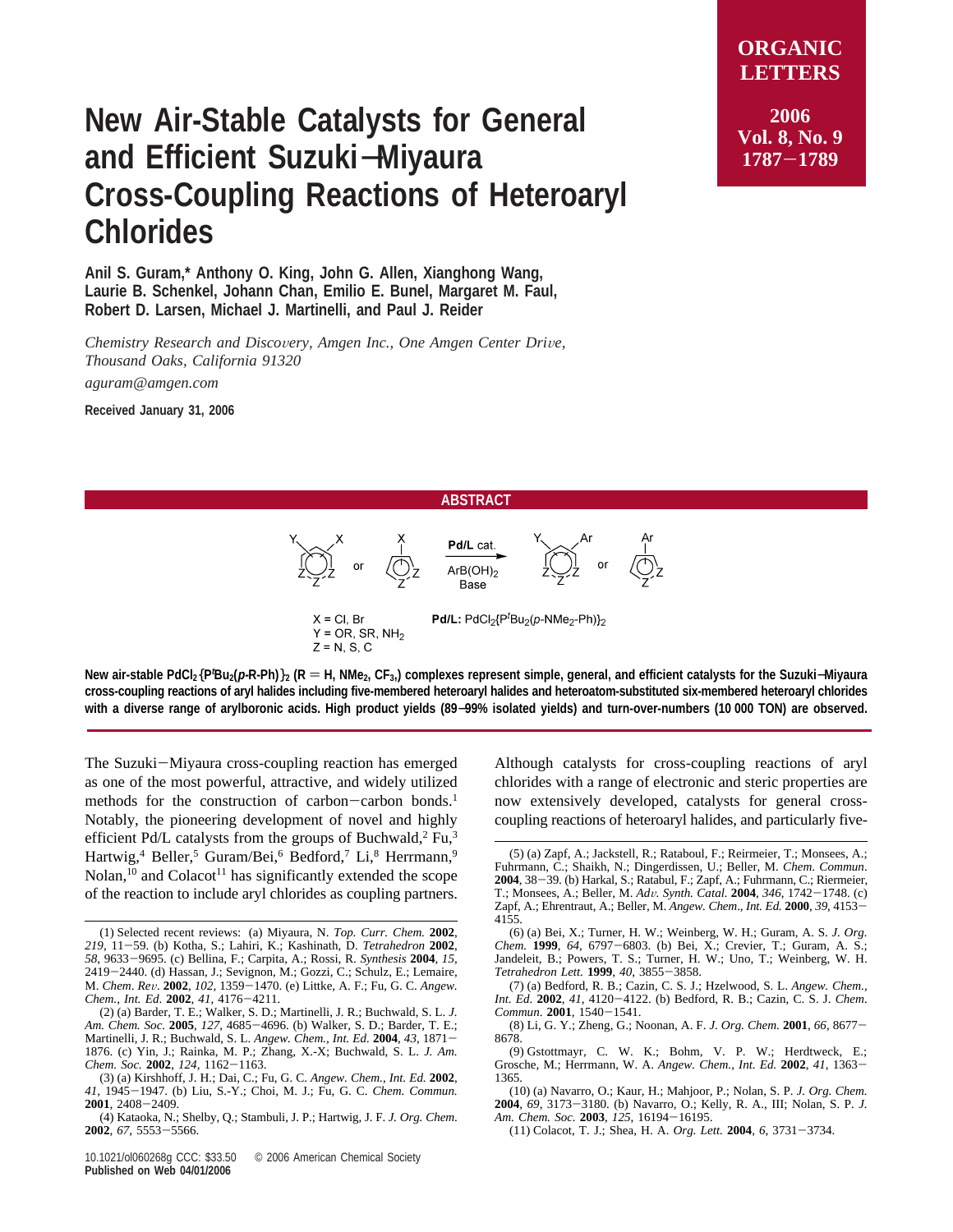# New Air-Stable Catalysts for General and Efficient Suzuki–Miyaura Cross-Coupling Reactions of Heteroaryl Chlorides

**Anil S. Guram,* Anthony O. King, John G. Allen, Xianghong Wang, Laurie B. Schenkel, Johann Chan, Emilio E. Bunel, Margaret M. Faul, Robert D. Larsen, Michael J. Martinelli, and Paul J. Reider**

*Chemistry Research and Discovery, Amgen Inc., One Amgen Center Drive, Thousand Oaks, California 91320*

*aguram@amgen.com*

**Received January 31, 2006**

## ABSTRACT

Pd/L cat.

$ArB(OH)_2$

Base

X = Cl, Br

Y = OR, SR, $NH_2$

Z = N, S, C

**Pd/L:** $PdCl_2\{P^tBu_2(p\text{-}NMe_2\text{-}Ph)\}_2$

**New air-stable $PdCl_2\{P^tBu_2(p\text{-}R\text{-}Ph)\}_2$ (R = H, $NMe_2$, $CF_3$,) complexes represent simple, general, and efficient catalysts for the Suzuki–Miyaura cross-coupling reactions of aryl halides including five-membered heteroaryl halides and heteroatom-substituted six-membered heteroaryl chlorides with a diverse range of arylboronic acids. High product yields (89–99% isolated yields) and turn-over-numbers (10 000 TON) are observed.**

---

The Suzuki–Miyaura cross-coupling reaction has emerged as one of the most powerful, attractive, and widely utilized methods for the construction of carbon–carbon bonds.[1] Notably, the pioneering development of novel and highly efficient Pd/L catalysts from the groups of Buchwald,[2] Fu,[3] Hartwig,[4] Beller,[5] Guram/Bei,[6] Bedford,[7] Li,[8] Herrmann,[9] Nolan,[10] and Colacot[11] has significantly extended the scope of the reaction to include aryl chlorides as coupling partners. Although catalysts for cross-coupling reactions of aryl chlorides with a range of electronic and steric properties are now extensively developed, catalysts for general cross-coupling reactions of heteroaryl halides, and particularly five-

---

(1) Selected recent reviews: (a) Miyaura, N. *Top. Curr. Chem.* **2002**, *219*, 11–59. (b) Kotha, S.; Lahiri, K.; Kashinath, D. *Tetrahedron* **2002**, *58*, 9633–9695. (c) Bellina, F.; Carpita, A.; Rossi, R. *Synthesis* **2004**, *15*, 2419–2440. (d) Hassan, J.; Sevignon, M.; Gozzi, C.; Schulz, E.; Lemaire, M. *Chem. Rev.* **2002**, *102*, 1359–1470. (e) Littke, A. F.; Fu, G. C. *Angew. Chem., Int. Ed.* **2002**, *41*, 4176–4211.

(2) (a) Barder, T. E.; Walker, S. D.; Martinelli, J. R.; Buchwald, S. L. *J. Am. Chem. Soc.* **2005**, *127*, 4685–4696. (b) Walker, S. D.; Barder, T. E.; Martinelli, J. R.; Buchwald, S. L. *Angew. Chem., Int. Ed.* **2004**, *43*, 1871–1876. (c) Yin, J.; Rainka, M. P.; Zhang, X.-X; Buchwald, S. L. *J. Am. Chem. Soc.* **2002**, *124*, 1162–1163.

(3) (a) Kirshhoff, J. H.; Dai, C.; Fu, G. C. *Angew. Chem., Int. Ed.* **2002**, *41*, 1945–1947. (b) Liu, S.-Y.; Choi, M. J.; Fu, G. C. *Chem. Commun.* **2001**, 2408–2409.

(4) Kataoka, N.; Shelby, Q.; Stambuli, J. P.; Hartwig, J. F. *J. Org. Chem.* **2002**, *67*, 5553–5566.

(5) (a) Zapf, A.; Jackstell, R.; Rataboul, F.; Reirmeier, T.; Monsees, A.; Fuhrmann, C.; Shaikh, N.; Dingerdissen, U.; Beller, M. *Chem. Commun.* **2004**, 38–39. (b) Harkal, S.; Ratabul, F.; Zapf, A.; Fuhrmann, C.; Riermeier, T.; Monsees, A.; Beller, M. *Adv. Synth. Catal.* **2004**, *346*, 1742–1748. (c) Zapf, A.; Ehrentraut, A.; Beller, M. *Angew. Chem., Int. Ed.* **2000**, *39*, 4153–4155.

(6) (a) Bei, X.; Turner, H. W.; Weinberg, W. H.; Guram, A. S. *J. Org. Chem.* **1999**, *64*, 6797–6803. (b) Bei, X.; Crevier, T.; Guram, A. S.; Jandeleit, B.; Powers, T. S.; Turner, H. W.; Uno, T.; Weinberg, W. H. *Tetrahedron Lett.* **1999**, *40*, 3855–3858.

(7) (a) Bedford, R. B.; Cazin, C. S. J.; Hzelwood, S. L. *Angew. Chem., Int. Ed.* **2002**, *41*, 4120–4122. (b) Bedford, R. B.; Cazin, C. S. J. *Chem. Commun.* **2001**, 1540–1541.

(8) Li, G. Y.; Zheng, G.; Noonan, A. F. *J. Org. Chem.* **2001**, *66*, 8677–8678.

(9) Gstottmayr, C. W. K.; Bohm, V. P. W.; Herdtweck, E.; Grosche, M.; Herrmann, W. A. *Angew. Chem., Int. Ed.* **2002**, *41*, 1363–1365.

(10) (a) Navarro, O.; Kaur, H.; Mahjoor, P.; Nolan, S. P. *J. Org. Chem.* **2004**, *69*, 3173–3180. (b) Navarro, O.; Kelly, R. A., III; Nolan, S. P. *J. Am. Chem. Soc.* **2003**, *125*, 16194–16195.

(11) Colacot, T. J.; Shea, H. A. *Org. Lett.* **2004**, *6*, 3731–3734.

10.1021/ol060268g CCC: \$33.50 © 2006 American Chemical Society
Published on Web 04/01/2006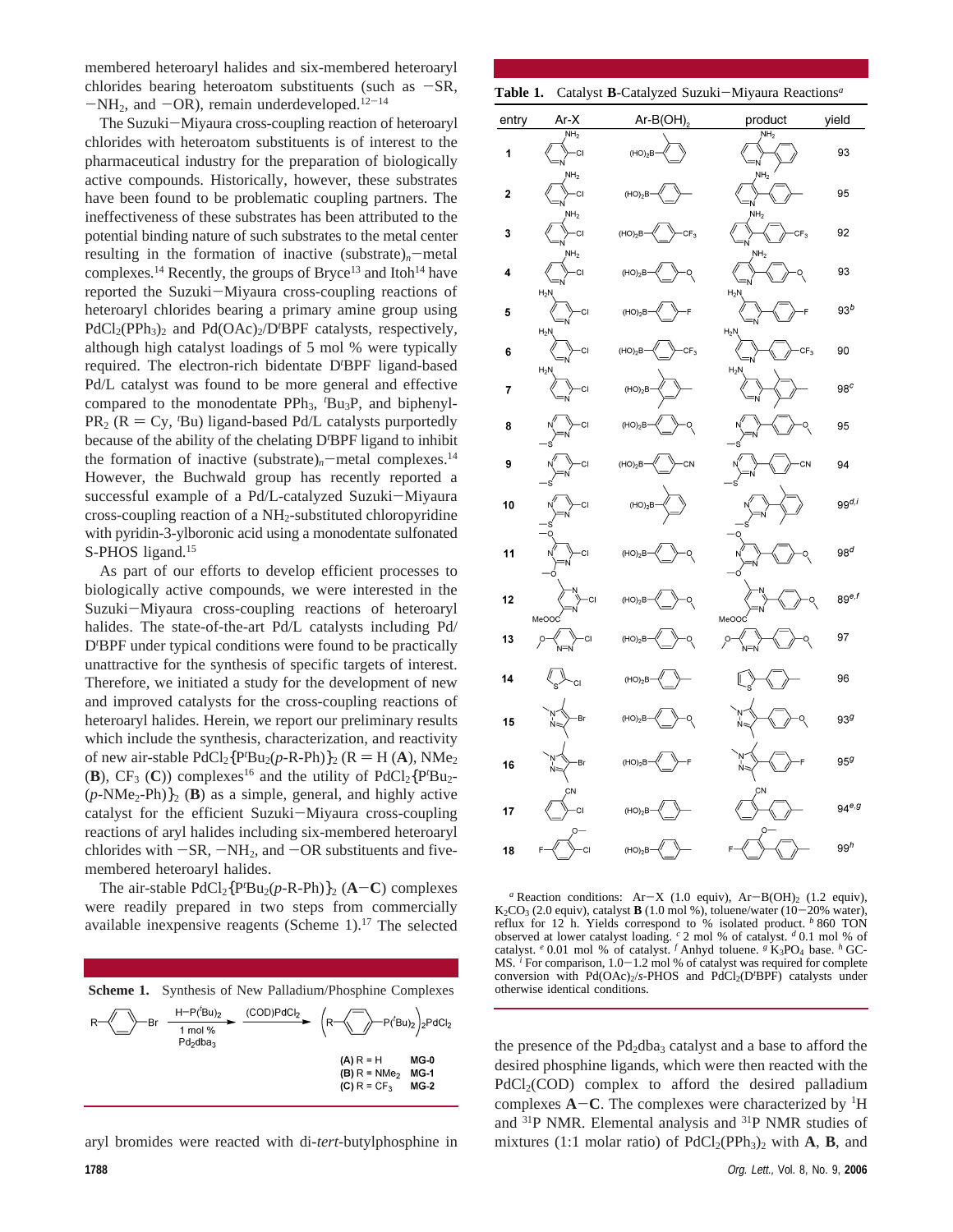membered heteroaryl halides and six-membered heteroaryl chlorides bearing heteroatom substituents (such as −SR, $-NH_2$, and −OR), remain underdeveloped.[12−14]

The Suzuki−Miyaura cross-coupling reaction of heteroaryl chlorides with heteroatom substituents is of interest to the pharmaceutical industry for the preparation of biologically active compounds. Historically, however, these substrates have been found to be problematic coupling partners. The ineffectiveness of these substrates has been attributed to the potential binding nature of such substrates to the metal center resulting in the formation of inactive $(substrate)_n$−metal complexes.[14] Recently, the groups of Bryce[13] and Itoh[14] have reported the Suzuki−Miyaura cross-coupling reactions of heteroaryl chlorides bearing a primary amine group using $PdCl_2(PPh_3)_2$ and $Pd(OAc)_2$/D$^t$BPF catalysts, respectively, although high catalyst loadings of 5 mol % were typically required. The electron-rich bidentate D$^t$BPF ligand-based Pd/L catalyst was found to be more general and effective compared to the monodentate $PPh_3$, $^tBu_3P$, and biphenyl-$PR_2$ (R = Cy, $^t$Bu) ligand-based Pd/L catalysts purportedly because of the ability of the chelating D$^t$BPF ligand to inhibit the formation of inactive $(substrate)_n$−metal complexes.[14] However, the Buchwald group has recently reported a successful example of a Pd/L-catalyzed Suzuki−Miyaura cross-coupling reaction of a $NH_2$-substituted chloropyridine with pyridin-3-ylboronic acid using a monodentate sulfonated S-PHOS ligand.[15]

As part of our efforts to develop efficient processes to biologically active compounds, we were interested in the Suzuki−Miyaura cross-coupling reactions of heteroaryl halides. The state-of-the-art Pd/L catalysts including Pd/D$^t$BPF under typical conditions were found to be practically unattractive for the synthesis of specific targets of interest. Therefore, we initiated a study for the development of new and improved catalysts for the cross-coupling reactions of heteroaryl halides. Herein, we report our preliminary results which include the synthesis, characterization, and reactivity of new air-stable $PdCl_2\{P^tBu_2(p\text{-}R\text{-}Ph)\}_2$ (R = H (**A**), $NMe_2$ (**B**), $CF_3$ (**C**)) complexes[16] and the utility of $PdCl_2\{P^tBu_2(p\text{-}NMe_2\text{-}Ph)\}_2$ (**B**) as a simple, general, and highly active catalyst for the efficient Suzuki−Miyaura cross-coupling reactions of aryl halides including six-membered heteroaryl chlorides with −SR, $-NH_2$, and −OR substituents and five-membered heteroaryl halides.

The air-stable $PdCl_2\{P^tBu_2(p\text{-}R\text{-}Ph)\}_2$ (**A**−**C**) complexes were readily prepared in two steps from commercially available inexpensive reagents (Scheme 1).[17] The selected aryl bromides were reacted with di-*tert*-butylphosphine in the presence of the $Pd_2dba_3$ catalyst and a base to afford the desired phosphine ligands, which were then reacted with the $PdCl_2(COD)$ complex to afford the desired palladium complexes **A**−**C**. The complexes were characterized by $^1H$ and $^{31}P$ NMR. Elemental analysis and $^{31}P$ NMR studies of mixtures (1:1 molar ratio) of $PdCl_2(PPh_3)_2$ with **A**, **B**, and

**Scheme 1.** Synthesis of New Palladium/Phosphine Complexes

R–C₆H₄–Br → [H–P($^t$Bu)₂, 1 mol % Pd₂dba₃] → [(COD)PdCl₂] → (R–C₆H₄–P($^t$Bu)₂)₂PdCl₂

(**A**) R = H **MG-0**
(**B**) R = NMe₂ **MG-1**
(**C**) R = CF₃ **MG-2**

**Table 1.** Catalyst **B**-Catalyzed Suzuki−Miyaura Reactions[a]

| entry | Ar-X | Ar-B(OH)₂ | product | yield |
|---|---|---|---|---|
| 1 | 3-amino-2-chloropyridine | phenylboronic acid | 3-amino-2-phenylpyridine | 93 |
| 2 | 3-amino-2-chloropyridine | 4-methylphenylboronic acid | 3-amino-2-(4-methylphenyl)pyridine | 95 |
| 3 | 3-amino-2-chloropyridine | 4-(trifluoromethyl)phenylboronic acid | 3-amino-2-(4-CF₃-phenyl)pyridine | 92 |
| 4 | 3-amino-2-chloropyridine | 4-methoxyphenylboronic acid | 3-amino-2-(4-methoxyphenyl)pyridine | 93 |
| 5 | 2-amino-3-chloropyridine | 4-fluorophenylboronic acid | 2-amino-3-(4-fluorophenyl)pyridine | 93[b] |
| 6 | 2-amino-3-chloropyridine | 4-(trifluoromethyl)phenylboronic acid | 2-amino-3-(4-CF₃-phenyl)pyridine | 90 |
| 7 | 2-amino-3-chloropyridine | 2,5-dimethylphenylboronic acid | 2-amino-3-(2,5-dimethylphenyl)pyridine | 98[c] |
| 8 | 4-chloro-2-(methylthio)pyrimidine | 4-methoxyphenylboronic acid | 4-(4-methoxyphenyl)-2-(methylthio)pyrimidine | 95 |
| 9 | 4-chloro-2-(methylthio)pyrimidine | 4-cyanophenylboronic acid | 4-(4-cyanophenyl)-2-(methylthio)pyrimidine | 94 |
| 10 | 4-chloro-2-(methylthio)pyrimidine | 2,5-dimethylphenylboronic acid | 4-(2,5-dimethylphenyl)-2-(methylthio)pyrimidine | 99[d,i] |
| 11 | 4-chloro-2,6-dimethoxypyrimidine | 4-methoxyphenylboronic acid | 2,6-dimethoxy-4-(4-methoxyphenyl)pyrimidine | 98[d] |
| 12 | methyl 2-chloro-6-methylpyrimidine-4-carboxylate | 4-methoxyphenylboronic acid | methyl 2-(4-methoxyphenyl)-6-methylpyrimidine-4-carboxylate | 89[e,f] |
| 13 | 3-chloro-6-methoxypyridazine | 4-methoxyphenylboronic acid | 3-methoxy-6-(4-methoxyphenyl)pyridazine | 97 |
| 14 | 2-chlorothiophene | 4-methylphenylboronic acid | 2-(4-methylphenyl)thiophene | 96 |
| 15 | 4-bromo-1,3,5-trimethylpyrazole | 4-methoxyphenylboronic acid | 4-(4-methoxyphenyl)-1,3,5-trimethylpyrazole | 93[g] |
| 16 | 4-bromo-1,3,5-trimethylpyrazole | 4-fluorophenylboronic acid | 4-(4-fluorophenyl)-1,3,5-trimethylpyrazole | 95[g] |
| 17 | 2-chlorobenzonitrile | 4-methylphenylboronic acid | 4′-methylbiphenyl-2-carbonitrile | 94[e,g] |
| 18 | 4-chloro-3-methoxyfluorobenzene | 4-methylphenylboronic acid | 4-fluoro-2-methoxy-4′-methylbiphenyl | 99[h] |

[a] Reaction conditions: Ar−X (1.0 equiv), $Ar-B(OH)_2$ (1.2 equiv), $K_2CO_3$ (2.0 equiv), catalyst **B** (1.0 mol %), toluene/water (10−20% water), reflux for 12 h. Yields correspond to % isolated product. [b] 860 TON observed at lower catalyst loading. [c] 2 mol % of catalyst. [d] 0.1 mol % of catalyst. [e] 0.01 mol % of catalyst. [f] Anhyd toluene. [g] $K_3PO_4$ base. [h] GC-MS. [i] For comparison, 1.0−1.2 mol % of catalyst was required for complete conversion with $Pd(OAc)_2$/*s*-PHOS and $PdCl_2$(D$^t$BPF) catalysts under otherwise identical conditions.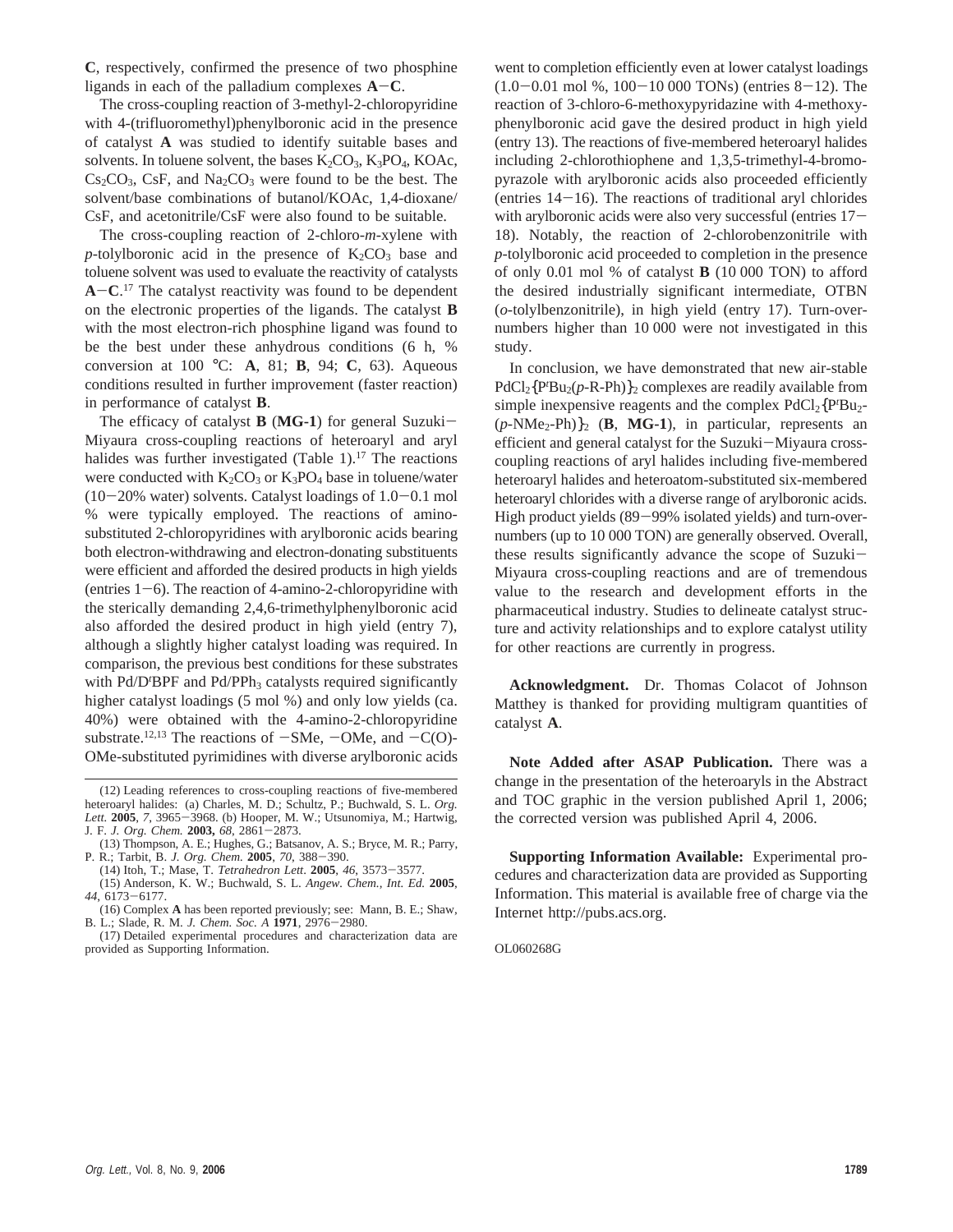**C**, respectively, confirmed the presence of two phosphine ligands in each of the palladium complexes **A**−**C**.

The cross-coupling reaction of 3-methyl-2-chloropyridine with 4-(trifluoromethyl)phenylboronic acid in the presence of catalyst **A** was studied to identify suitable bases and solvents. In toluene solvent, the bases $K_2CO_3$, $K_3PO_4$, KOAc, $Cs_2CO_3$, CsF, and $Na_2CO_3$ were found to be the best. The solvent/base combinations of butanol/KOAc, 1,4-dioxane/CsF, and acetonitrile/CsF were also found to be suitable.

The cross-coupling reaction of 2-chloro-*m*-xylene with *p*-tolylboronic acid in the presence of $K_2CO_3$ base and toluene solvent was used to evaluate the reactivity of catalysts **A**−**C**.[17] The catalyst reactivity was found to be dependent on the electronic properties of the ligands. The catalyst **B** with the most electron-rich phosphine ligand was found to be the best under these anhydrous conditions (6 h, % conversion at 100 °C: **A**, 81; **B**, 94; **C**, 63). Aqueous conditions resulted in further improvement (faster reaction) in performance of catalyst **B**.

The efficacy of catalyst **B** (**MG-1**) for general Suzuki−Miyaura cross-coupling reactions of heteroaryl and aryl halides was further investigated (Table 1).[17] The reactions were conducted with $K_2CO_3$ or $K_3PO_4$ base in toluene/water (10−20% water) solvents. Catalyst loadings of 1.0−0.1 mol % were typically employed. The reactions of amino-substituted 2-chloropyridines with arylboronic acids bearing both electron-withdrawing and electron-donating substituents were efficient and afforded the desired products in high yields (entries 1−6). The reaction of 4-amino-2-chloropyridine with the sterically demanding 2,4,6-trimethylphenylboronic acid also afforded the desired product in high yield (entry 7), although a slightly higher catalyst loading was required. In comparison, the previous best conditions for these substrates with Pd/D$^t$BPF and Pd/$PPh_3$ catalysts required significantly higher catalyst loadings (5 mol %) and only low yields (ca. 40%) were obtained with the 4-amino-2-chloropyridine substrate.[12,13] The reactions of −SMe, −OMe, and −C(O)-OMe-substituted pyrimidines with diverse arylboronic acids went to completion efficiently even at lower catalyst loadings (1.0−0.01 mol %, 100−10 000 TONs) (entries 8−12). The reaction of 3-chloro-6-methoxypyridazine with 4-methoxy-phenylboronic acid gave the desired product in high yield (entry 13). The reactions of five-membered heteroaryl halides including 2-chlorothiophene and 1,3,5-trimethyl-4-bromo-pyrazole with arylboronic acids also proceeded efficiently (entries 14−16). The reactions of traditional aryl chlorides with arylboronic acids were also very successful (entries 17−18). Notably, the reaction of 2-chlorobenzonitrile with *p*-tolylboronic acid proceeded to completion in the presence of only 0.01 mol % of catalyst **B** (10 000 TON) to afford the desired industrially significant intermediate, OTBN (*o*-tolylbenzonitrile), in high yield (entry 17). Turn-over-numbers higher than 10 000 were not investigated in this study.

In conclusion, we have demonstrated that new air-stable $PdCl_2\{P^tBu_2(p\text{-}R\text{-}Ph)\}_2$ complexes are readily available from simple inexpensive reagents and the complex $PdCl_2\{P^tBu_2(p\text{-}NMe_2\text{-}Ph)\}_2$ (**B**, **MG-1**), in particular, represents an efficient and general catalyst for the Suzuki−Miyaura cross-coupling reactions of aryl halides including five-membered heteroaryl halides and heteroatom-substituted six-membered heteroaryl chlorides with a diverse range of arylboronic acids. High product yields (89−99% isolated yields) and turn-over-numbers (up to 10 000 TON) are generally observed. Overall, these results significantly advance the scope of Suzuki−Miyaura cross-coupling reactions and are of tremendous value to the research and development efforts in the pharmaceutical industry. Studies to delineate catalyst structure and activity relationships and to explore catalyst utility for other reactions are currently in progress.

**Acknowledgment.** Dr. Thomas Colacot of Johnson Matthey is thanked for providing multigram quantities of catalyst **A**.

**Note Added after ASAP Publication.** There was a change in the presentation of the heteroaryls in the Abstract and TOC graphic in the version published April 1, 2006; the corrected version was published April 4, 2006.

**Supporting Information Available:** Experimental procedures and characterization data are provided as Supporting Information. This material is available free of charge via the Internet http://pubs.acs.org.

OL060268G

(12) Leading references to cross-coupling reactions of five-membered heteroaryl halides: (a) Charles, M. D.; Schultz, P.; Buchwald, S. L. *Org. Lett.* **2005**, *7*, 3965−3968. (b) Hooper, M. W.; Utsunomiya, M.; Hartwig, J. F. *J. Org. Chem.* **2003,** *68*, 2861−2873.

(13) Thompson, A. E.; Hughes, G.; Batsanov, A. S.; Bryce, M. R.; Parry, P. R.; Tarbit, B. *J. Org. Chem.* **2005**, *70*, 388−390.

(14) Itoh, T.; Mase, T. *Tetrahedron Lett*. **2005**, *46*, 3573−3577.

(15) Anderson, K. W.; Buchwald, S. L. *Angew. Chem., Int. Ed.* **2005**, *44*, 6173−6177.

(16) Complex **A** has been reported previously; see: Mann, B. E.; Shaw, B. L.; Slade, R. M. *J. Chem. Soc. A* **1971**, 2976−2980.

(17) Detailed experimental procedures and characterization data are provided as Supporting Information.